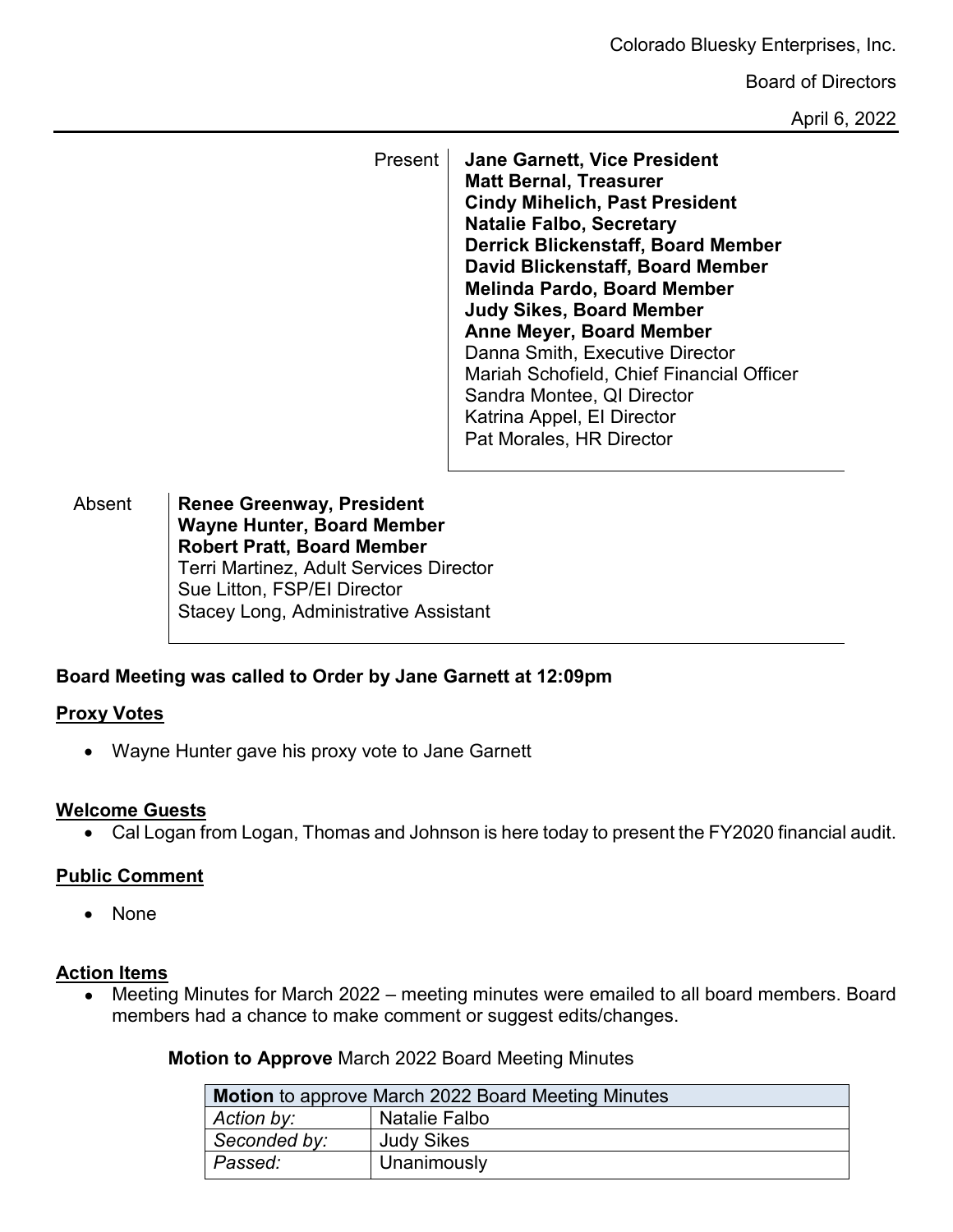Colorado Bluesky Enterprises, Inc.

Board of Directors

April 6, 2022

Present

**Jane Garnett, Vice President**
**Matt Bernal, Treasurer**
**Cindy Mihelich, Past President**
**Natalie Falbo, Secretary**
**Derrick Blickenstaff, Board Member**
**David Blickenstaff, Board Member**
**Melinda Pardo, Board Member**
**Judy Sikes, Board Member**
**Anne Meyer, Board Member**
Danna Smith, Executive Director
Mariah Schofield, Chief Financial Officer
Sandra Montee, QI Director
Katrina Appel, EI Director
Pat Morales, HR Director

Absent

**Renee Greenway, President**
**Wayne Hunter, Board Member**
**Robert Pratt, Board Member**
Terri Martinez, Adult Services Director
Sue Litton, FSP/EI Director
Stacey Long, Administrative Assistant

**Board Meeting was called to Order by Jane Garnett at 12:09pm**

## Proxy Votes

- Wayne Hunter gave his proxy vote to Jane Garnett

## Welcome Guests

- Cal Logan from Logan, Thomas and Johnson is here today to present the FY2020 financial audit.

## Public Comment

- None

## Action Items

- Meeting Minutes for March 2022 – meeting minutes were emailed to all board members. Board members had a chance to make comment or suggest edits/changes.

**Motion to Approve** March 2022 Board Meeting Minutes

| **Motion** to approve March 2022 Board Meeting Minutes | |
|---|---|
| *Action by:* | Natalie Falbo |
| *Seconded by:* | Judy Sikes |
| *Passed:* | Unanimously |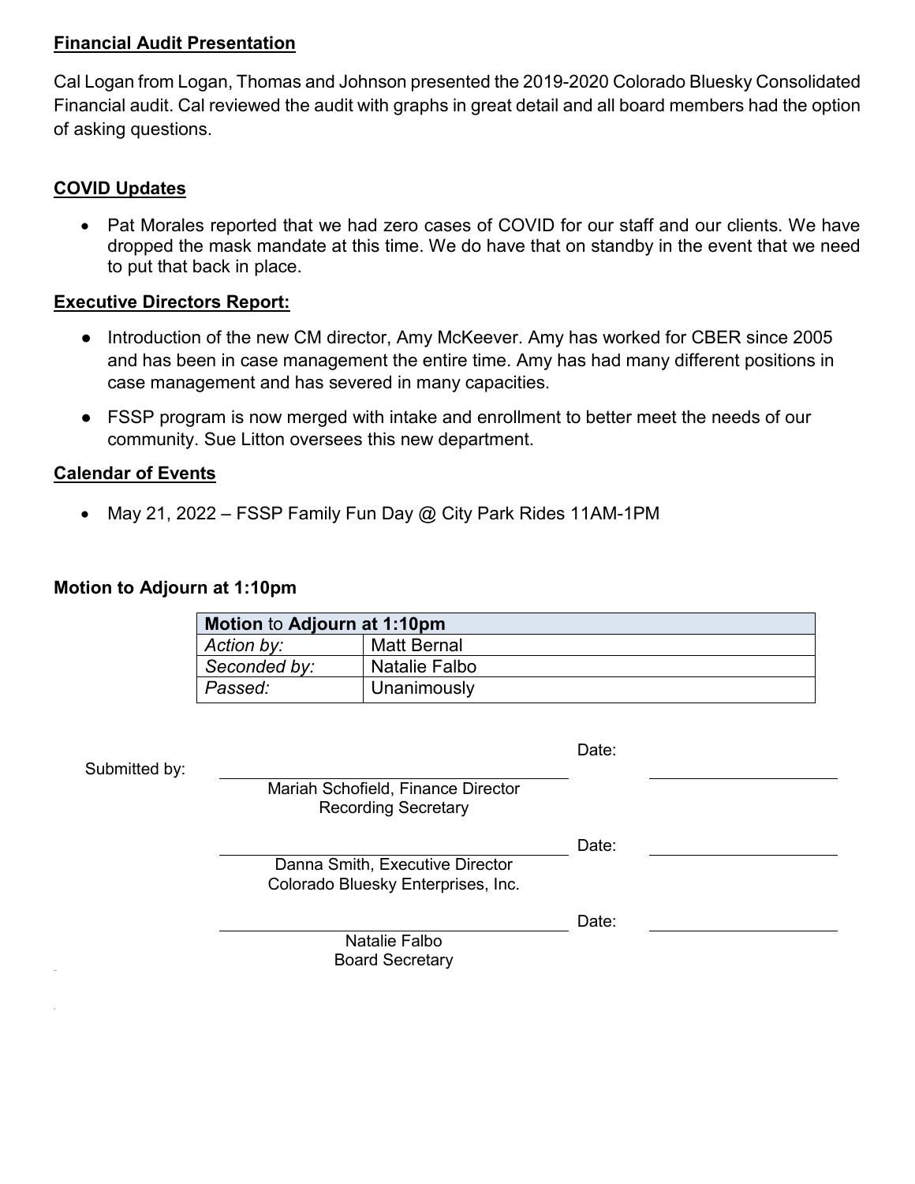**Financial Audit Presentation**

Cal Logan from Logan, Thomas and Johnson presented the 2019-2020 Colorado Bluesky Consolidated Financial audit. Cal reviewed the audit with graphs in great detail and all board members had the option of asking questions.

**COVID Updates**

- Pat Morales reported that we had zero cases of COVID for our staff and our clients. We have dropped the mask mandate at this time. We do have that on standby in the event that we need to put that back in place.

**Executive Directors Report:**

- Introduction of the new CM director, Amy McKeever. Amy has worked for CBER since 2005 and has been in case management the entire time. Amy has had many different positions in case management and has severed in many capacities.
- FSSP program is now merged with intake and enrollment to better meet the needs of our community. Sue Litton oversees this new department.

**Calendar of Events**

- May 21, 2022 – FSSP Family Fun Day @ City Park Rides 11AM-1PM

**Motion to Adjourn at 1:10pm**

| **Motion** to **Adjourn at 1:10pm** | |
|---|---|
| *Action by:* | Matt Bernal |
| *Seconded by:* | Natalie Falbo |
| *Passed:* | Unanimously |

Submitted by: ______________________________ Date: ______________
Mariah Schofield, Finance Director
Recording Secretary

______________________________ Date: ______________
Danna Smith, Executive Director
Colorado Bluesky Enterprises, Inc.

______________________________ Date: ______________
Natalie Falbo
Board Secretary